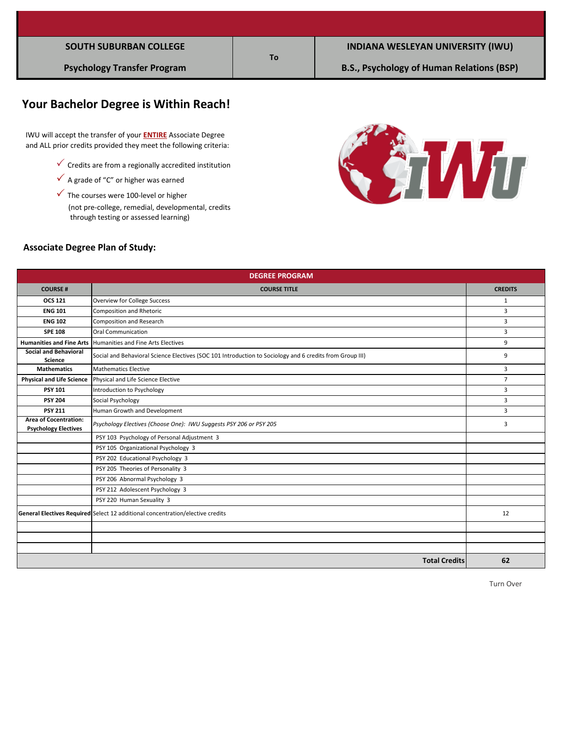| SOUTH SUBURBAN COLLEGE | | INDIANA WESLEYAN UNIVERSITY (IWU) |
|---|---|---|
| Psychology Transfer Program | To | B.S., Psychology of Human Relations (BSP) |

## Your Bachelor Degree is Within Reach!

IWU will accept the transfer of your **ENTIRE** Associate Degree and ALL prior credits provided they meet the following criteria:

- ✓ Credits are from a regionally accredited institution
- ✓ A grade of "C" or higher was earned
- ✓ The courses were 100-level or higher (not pre-college, remedial, developmental, credits through testing or assessed learning)

### Associate Degree Plan of Study:

| DEGREE PROGRAM | | |
|---|---|---|
| **COURSE #** | **COURSE TITLE** | **CREDITS** |
| **OCS 121** | Overview for College Success | 1 |
| **ENG 101** | Composition and Rhetoric | 3 |
| **ENG 102** | Composition and Research | 3 |
| **SPE 108** | Oral Communication | 3 |
| **Humanities and Fine Arts** | Humanities and Fine Arts Electives | 9 |
| **Social and Behavioral Science** | Social and Behavioral Science Electives (SOC 101 Introduction to Sociology and 6 credits from Group III) | 9 |
| **Mathematics** | Mathematics Elective | 3 |
| **Physical and Life Science** | Physical and Life Science Elective | 7 |
| **PSY 101** | Introduction to Psychology | 3 |
| **PSY 204** | Social Psychology | 3 |
| **PSY 211** | Human Growth and Development | 3 |
| **Area of Cocentration: Psychology Electives** | *Psychology Electives (Choose One): IWU Suggests PSY 206 or PSY 205* | 3 |
| | PSY 103 Psychology of Personal Adjustment 3 | |
| | PSY 105 Organizational Psychology 3 | |
| | PSY 202 Educational Psychology 3 | |
| | PSY 205 Theories of Personality 3 | |
| | PSY 206 Abnormal Psychology 3 | |
| | PSY 212 Adolescent Psychology 3 | |
| | PSY 220 Human Sexuality 3 | |
| **General Electives Required** | Select 12 additional concentration/elective credits | 12 |
| | | |
| | | |
| | | |
| | **Total Credits** | **62** |

Turn Over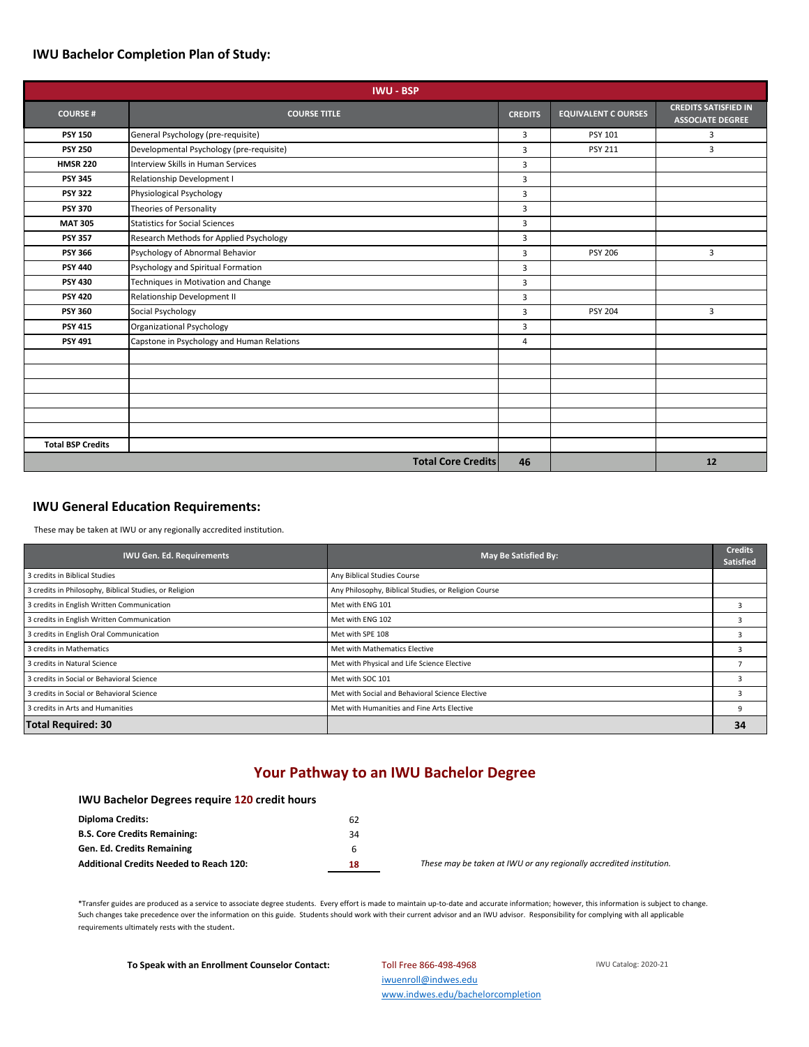## IWU Bachelor Completion Plan of Study:

| IWU - BSP | | | | |
|---|---|---|---|---|
| **COURSE #** | **COURSE TITLE** | **CREDITS** | **EQUIVALENT C OURSES** | **CREDITS SATISFIED IN ASSOCIATE DEGREE** |
| **PSY 150** | General Psychology (pre-requisite) | 3 | PSY 101 | 3 |
| **PSY 250** | Developmental Psychology (pre-requisite) | 3 | PSY 211 | 3 |
| **HMSR 220** | Interview Skills in Human Services | 3 | | |
| **PSY 345** | Relationship Development I | 3 | | |
| **PSY 322** | Physiological Psychology | 3 | | |
| **PSY 370** | Theories of Personality | 3 | | |
| **MAT 305** | Statistics for Social Sciences | 3 | | |
| **PSY 357** | Research Methods for Applied Psychology | 3 | | |
| **PSY 366** | Psychology of Abnormal Behavior | 3 | PSY 206 | 3 |
| **PSY 440** | Psychology and Spiritual Formation | 3 | | |
| **PSY 430** | Techniques in Motivation and Change | 3 | | |
| **PSY 420** | Relationship Development II | 3 | | |
| **PSY 360** | Social Psychology | 3 | PSY 204 | 3 |
| **PSY 415** | Organizational Psychology | 3 | | |
| **PSY 491** | Capstone in Psychology and Human Relations | 4 | | |
| | | | | |
| | | | | |
| | | | | |
| | | | | |
| | | | | |
| | | | | |
| **Total BSP Credits** | | | | |
| | **Total Core Credits** | **46** | | **12** |

## IWU General Education Requirements:

These may be taken at IWU or any regionally accredited institution.

| IWU Gen. Ed. Requirements | May Be Satisfied By: | Credits Satisfied |
|---|---|---|
| 3 credits in Biblical Studies | Any Biblical Studies Course | |
| 3 credits in Philosophy, Biblical Studies, or Religion | Any Philosophy, Biblical Studies, or Religion Course | |
| 3 credits in English Written Communication | Met with ENG 101 | 3 |
| 3 credits in English Written Communication | Met with ENG 102 | 3 |
| 3 credits in English Oral Communication | Met with SPE 108 | 3 |
| 3 credits in Mathematics | Met with Mathematics Elective | 3 |
| 3 credits in Natural Science | Met with Physical and Life Science Elective | 7 |
| 3 credits in Social or Behavioral Science | Met with SOC 101 | 3 |
| 3 credits in Social or Behavioral Science | Met with Social and Behavioral Science Elective | 3 |
| 3 credits in Arts and Humanities | Met with Humanities and Fine Arts Elective | 9 |
| **Total Required: 30** | | **34** |

## Your Pathway to an IWU Bachelor Degree

### IWU Bachelor Degrees require 120 credit hours

| | |
|---|---|
| **Diploma Credits:** | 62 |
| **B.S. Core Credits Remaining:** | 34 |
| **Gen. Ed. Credits Remaining** | 6 |
| **Additional Credits Needed to Reach 120:** | **18** |

*These may be taken at IWU or any regionally accredited institution.*

*Transfer guides are produced as a service to associate degree students. Every effort is made to maintain up-to-date and accurate information; however, this information is subject to change. Such changes take precedence over the information on this guide. Students should work with their current advisor and an IWU advisor. Responsibility for complying with all applicable requirements ultimately rests with the student.

**To Speak with an Enrollment Counselor Contact:**

Toll Free 866-498-4968
iwuenroll@indwes.edu
www.indwes.edu/bachelorcompletion

IWU Catalog: 2020-21